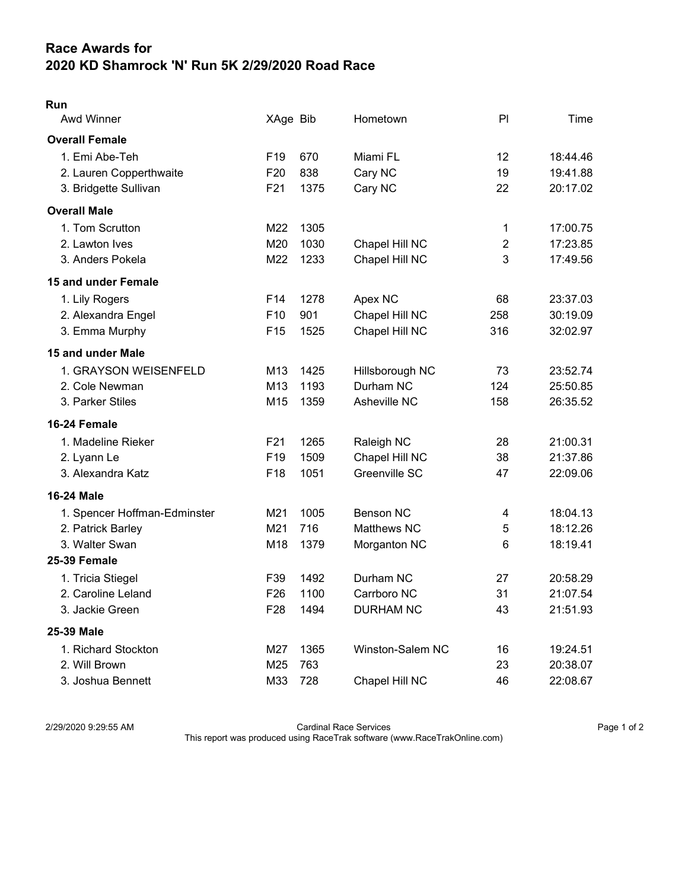# Race Awards for
# 2020 KD Shamrock 'N' Run 5K 2/29/2020 Road Race

**Run**

| Awd Winner | XAge | Bib | Hometown | Pl | Time |
|---|---|---|---|---|---|
| **Overall Female** | | | | | |
| 1. Emi Abe-Teh | F19 | 670 | Miami FL | 12 | 18:44.46 |
| 2. Lauren Copperthwaite | F20 | 838 | Cary NC | 19 | 19:41.88 |
| 3. Bridgette Sullivan | F21 | 1375 | Cary NC | 22 | 20:17.02 |
| **Overall Male** | | | | | |
| 1. Tom Scrutton | M22 | 1305 | | 1 | 17:00.75 |
| 2. Lawton Ives | M20 | 1030 | Chapel Hill NC | 2 | 17:23.85 |
| 3. Anders Pokela | M22 | 1233 | Chapel Hill NC | 3 | 17:49.56 |
| **15 and under Female** | | | | | |
| 1. Lily Rogers | F14 | 1278 | Apex NC | 68 | 23:37.03 |
| 2. Alexandra Engel | F10 | 901 | Chapel Hill NC | 258 | 30:19.09 |
| 3. Emma Murphy | F15 | 1525 | Chapel Hill NC | 316 | 32:02.97 |
| **15 and under Male** | | | | | |
| 1. GRAYSON WEISENFELD | M13 | 1425 | Hillsborough NC | 73 | 23:52.74 |
| 2. Cole Newman | M13 | 1193 | Durham NC | 124 | 25:50.85 |
| 3. Parker Stiles | M15 | 1359 | Asheville NC | 158 | 26:35.52 |
| **16-24 Female** | | | | | |
| 1. Madeline Rieker | F21 | 1265 | Raleigh NC | 28 | 21:00.31 |
| 2. Lyann Le | F19 | 1509 | Chapel Hill NC | 38 | 21:37.86 |
| 3. Alexandra Katz | F18 | 1051 | Greenville SC | 47 | 22:09.06 |
| **16-24 Male** | | | | | |
| 1. Spencer Hoffman-Edminster | M21 | 1005 | Benson NC | 4 | 18:04.13 |
| 2. Patrick Barley | M21 | 716 | Matthews NC | 5 | 18:12.26 |
| 3. Walter Swan | M18 | 1379 | Morganton NC | 6 | 18:19.41 |
| **25-39 Female** | | | | | |
| 1. Tricia Stiegel | F39 | 1492 | Durham NC | 27 | 20:58.29 |
| 2. Caroline Leland | F26 | 1100 | Carrboro NC | 31 | 21:07.54 |
| 3. Jackie Green | F28 | 1494 | DURHAM NC | 43 | 21:51.93 |
| **25-39 Male** | | | | | |
| 1. Richard Stockton | M27 | 1365 | Winston-Salem NC | 16 | 19:24.51 |
| 2. Will Brown | M25 | 763 | | 23 | 20:38.07 |
| 3. Joshua Bennett | M33 | 728 | Chapel Hill NC | 46 | 22:08.67 |

2/29/2020 9:29:55 AM Cardinal Race Services
This report was produced using RaceTrak software (www.RaceTrakOnline.com)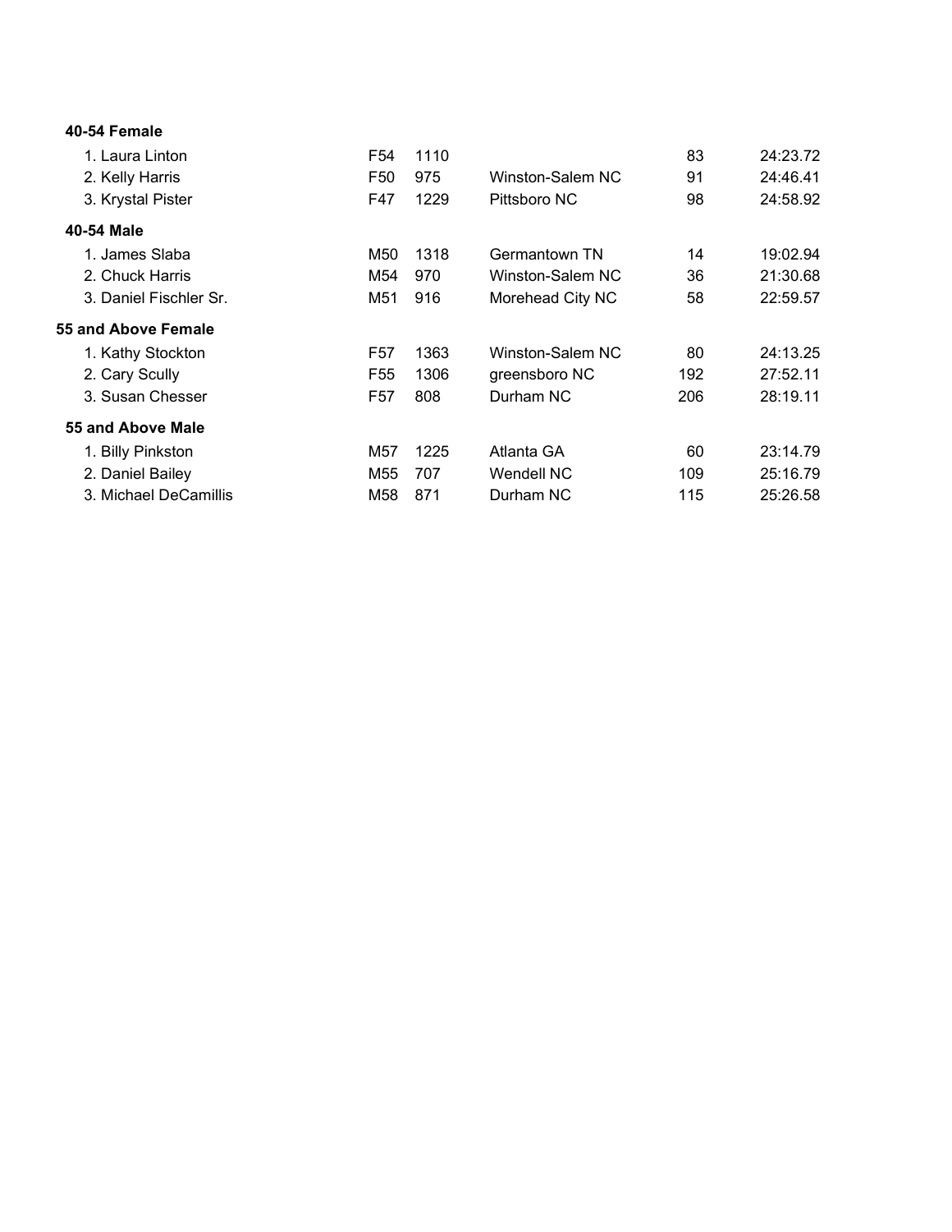**40-54 Female**

| | | | | | |
|---|---|---|---|---|---|
| 1. Laura Linton | F54 | 1110 | | 83 | 24:23.72 |
| 2. Kelly Harris | F50 | 975 | Winston-Salem NC | 91 | 24:46.41 |
| 3. Krystal Pister | F47 | 1229 | Pittsboro NC | 98 | 24:58.92 |

**40-54 Male**

| | | | | | |
|---|---|---|---|---|---|
| 1. James Slaba | M50 | 1318 | Germantown TN | 14 | 19:02.94 |
| 2. Chuck Harris | M54 | 970 | Winston-Salem NC | 36 | 21:30.68 |
| 3. Daniel Fischler Sr. | M51 | 916 | Morehead City NC | 58 | 22:59.57 |

**55 and Above Female**

| | | | | | |
|---|---|---|---|---|---|
| 1. Kathy Stockton | F57 | 1363 | Winston-Salem NC | 80 | 24:13.25 |
| 2. Cary Scully | F55 | 1306 | greensboro NC | 192 | 27:52.11 |
| 3. Susan Chesser | F57 | 808 | Durham NC | 206 | 28:19.11 |

**55 and Above Male**

| | | | | | |
|---|---|---|---|---|---|
| 1. Billy Pinkston | M57 | 1225 | Atlanta GA | 60 | 23:14.79 |
| 2. Daniel Bailey | M55 | 707 | Wendell NC | 109 | 25:16.79 |
| 3. Michael DeCamillis | M58 | 871 | Durham NC | 115 | 25:26.58 |